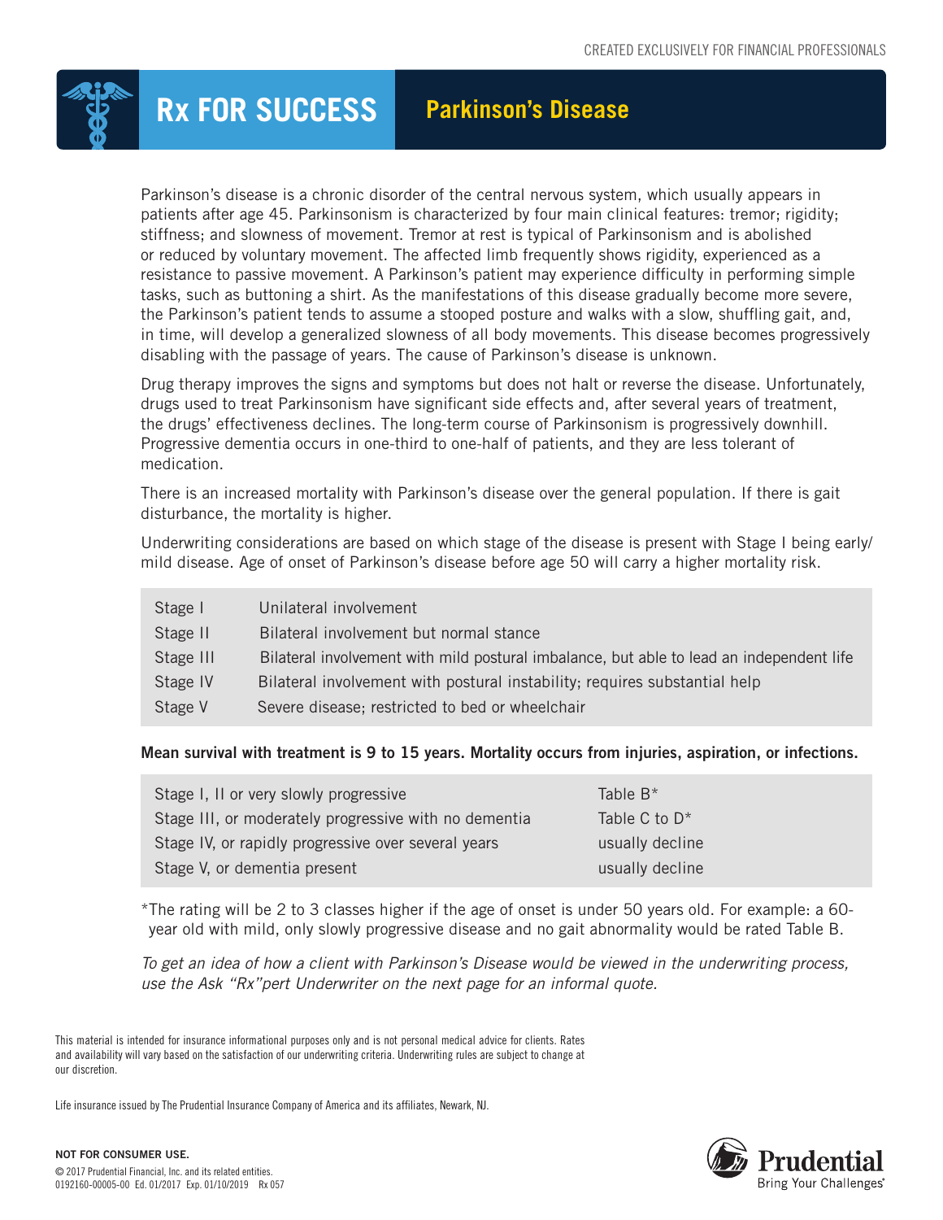CREATED EXCLUSIVELY FOR FINANCIAL PROFESSIONALS

# Rx FOR SUCCESS — Parkinson's Disease

Parkinson's disease is a chronic disorder of the central nervous system, which usually appears in patients after age 45. Parkinsonism is characterized by four main clinical features: tremor; rigidity; stiffness; and slowness of movement. Tremor at rest is typical of Parkinsonism and is abolished or reduced by voluntary movement. The affected limb frequently shows rigidity, experienced as a resistance to passive movement. A Parkinson's patient may experience difficulty in performing simple tasks, such as buttoning a shirt. As the manifestations of this disease gradually become more severe, the Parkinson's patient tends to assume a stooped posture and walks with a slow, shuffling gait, and, in time, will develop a generalized slowness of all body movements. This disease becomes progressively disabling with the passage of years. The cause of Parkinson's disease is unknown.

Drug therapy improves the signs and symptoms but does not halt or reverse the disease. Unfortunately, drugs used to treat Parkinsonism have significant side effects and, after several years of treatment, the drugs' effectiveness declines. The long-term course of Parkinsonism is progressively downhill. Progressive dementia occurs in one-third to one-half of patients, and they are less tolerant of medication.

There is an increased mortality with Parkinson's disease over the general population. If there is gait disturbance, the mortality is higher.

Underwriting considerations are based on which stage of the disease is present with Stage I being early/mild disease. Age of onset of Parkinson's disease before age 50 will carry a higher mortality risk.

| | |
|---|---|
| Stage I | Unilateral involvement |
| Stage II | Bilateral involvement but normal stance |
| Stage III | Bilateral involvement with mild postural imbalance, but able to lead an independent life |
| Stage IV | Bilateral involvement with postural instability; requires substantial help |
| Stage V | Severe disease; restricted to bed or wheelchair |

**Mean survival with treatment is 9 to 15 years. Mortality occurs from injuries, aspiration, or infections.**

| | |
|---|---|
| Stage I, II or very slowly progressive | Table B* |
| Stage III, or moderately progressive with no dementia | Table C to D* |
| Stage IV, or rapidly progressive over several years | usually decline |
| Stage V, or dementia present | usually decline |

*The rating will be 2 to 3 classes higher if the age of onset is under 50 years old. For example: a 60-year old with mild, only slowly progressive disease and no gait abnormality would be rated Table B.

*To get an idea of how a client with Parkinson's Disease would be viewed in the underwriting process, use the Ask "Rx"pert Underwriter on the next page for an informal quote.*

This material is intended for insurance informational purposes only and is not personal medical advice for clients. Rates and availability will vary based on the satisfaction of our underwriting criteria. Underwriting rules are subject to change at our discretion.

Life insurance issued by The Prudential Insurance Company of America and its affiliates, Newark, NJ.

**NOT FOR CONSUMER USE.**

© 2017 Prudential Financial, Inc. and its related entities.
0192160-00005-00 Ed. 01/2017 Exp. 01/10/2019 Rx 057

Prudential
Bring Your Challenges®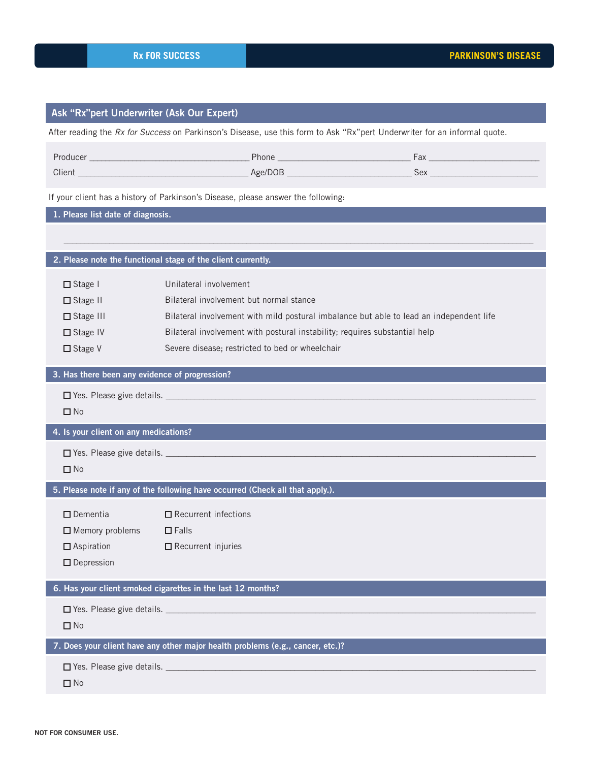## Ask "Rx"pert Underwriter (Ask Our Expert)

After reading the *Rx for Success* on Parkinson's Disease, use this form to Ask "Rx"pert Underwriter for an informal quote.

Producer ____________________ Phone ____________________ Fax ____________________

Client ____________________ Age/DOB ____________________ Sex ____________________

If your client has a history of Parkinson's Disease, please answer the following:

### 1. Please list date of diagnosis.

______________________________________________________________________

### 2. Please note the functional stage of the client currently.

| | |
|---|---|
| ☐ Stage I | Unilateral involvement |
| ☐ Stage II | Bilateral involvement but normal stance |
| ☐ Stage III | Bilateral involvement with mild postural imbalance but able to lead an independent life |
| ☐ Stage IV | Bilateral involvement with postural instability; requires substantial help |
| ☐ Stage V | Severe disease; restricted to bed or wheelchair |

### 3. Has there been any evidence of progression?

☐ Yes. Please give details. ____________________

☐ No

### 4. Is your client on any medications?

☐ Yes. Please give details. ____________________

☐ No

### 5. Please note if any of the following have occurred (Check all that apply.).

☐ Dementia
☐ Memory problems
☐ Aspiration
☐ Depression
☐ Recurrent infections
☐ Falls
☐ Recurrent injuries

### 6. Has your client smoked cigarettes in the last 12 months?

☐ Yes. Please give details. ____________________

☐ No

### 7. Does your client have any other major health problems (e.g., cancer, etc.)?

☐ Yes. Please give details. ____________________

☐ No

NOT FOR CONSUMER USE.